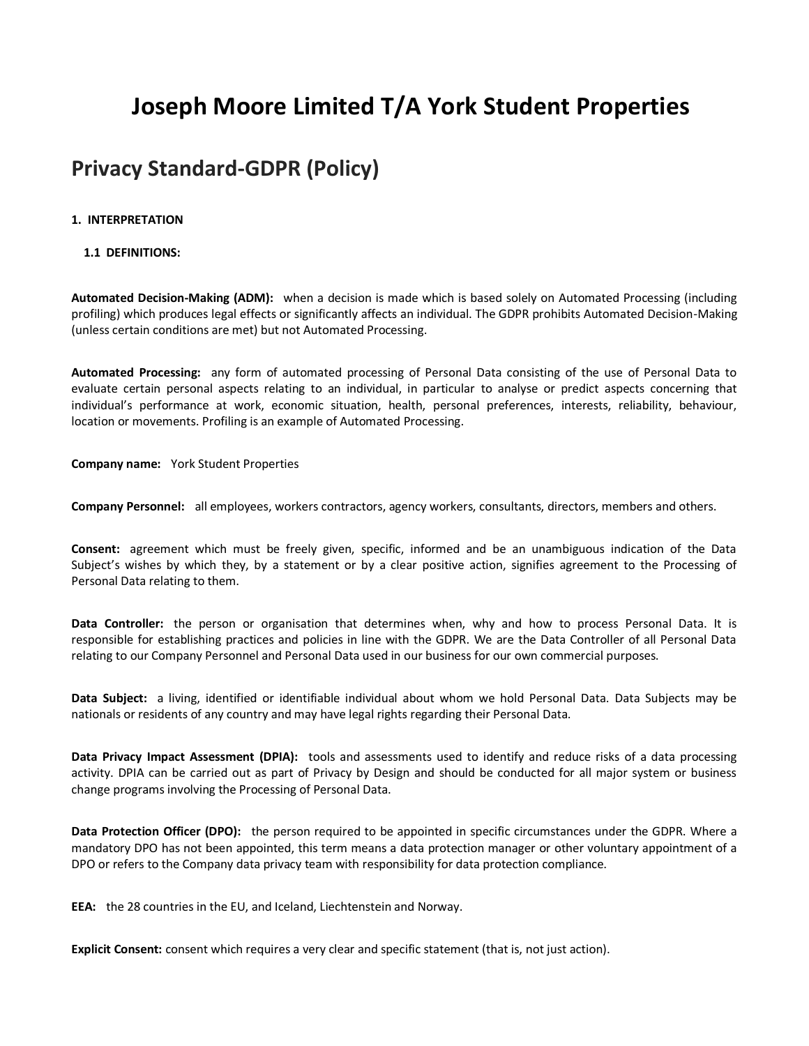# Joseph Moore Limited T/A York Student Properties

## Privacy Standard-GDPR (Policy)

**1. INTERPRETATION**

**1.1 DEFINITIONS:**

**Automated Decision-Making (ADM):** when a decision is made which is based solely on Automated Processing (including profiling) which produces legal effects or significantly affects an individual. The GDPR prohibits Automated Decision-Making (unless certain conditions are met) but not Automated Processing.

**Automated Processing:** any form of automated processing of Personal Data consisting of the use of Personal Data to evaluate certain personal aspects relating to an individual, in particular to analyse or predict aspects concerning that individual's performance at work, economic situation, health, personal preferences, interests, reliability, behaviour, location or movements. Profiling is an example of Automated Processing.

**Company name:** York Student Properties

**Company Personnel:** all employees, workers contractors, agency workers, consultants, directors, members and others.

**Consent:** agreement which must be freely given, specific, informed and be an unambiguous indication of the Data Subject's wishes by which they, by a statement or by a clear positive action, signifies agreement to the Processing of Personal Data relating to them.

**Data Controller:** the person or organisation that determines when, why and how to process Personal Data. It is responsible for establishing practices and policies in line with the GDPR. We are the Data Controller of all Personal Data relating to our Company Personnel and Personal Data used in our business for our own commercial purposes.

**Data Subject:** a living, identified or identifiable individual about whom we hold Personal Data. Data Subjects may be nationals or residents of any country and may have legal rights regarding their Personal Data.

**Data Privacy Impact Assessment (DPIA):** tools and assessments used to identify and reduce risks of a data processing activity. DPIA can be carried out as part of Privacy by Design and should be conducted for all major system or business change programs involving the Processing of Personal Data.

**Data Protection Officer (DPO):** the person required to be appointed in specific circumstances under the GDPR. Where a mandatory DPO has not been appointed, this term means a data protection manager or other voluntary appointment of a DPO or refers to the Company data privacy team with responsibility for data protection compliance.

**EEA:** the 28 countries in the EU, and Iceland, Liechtenstein and Norway.

**Explicit Consent:** consent which requires a very clear and specific statement (that is, not just action).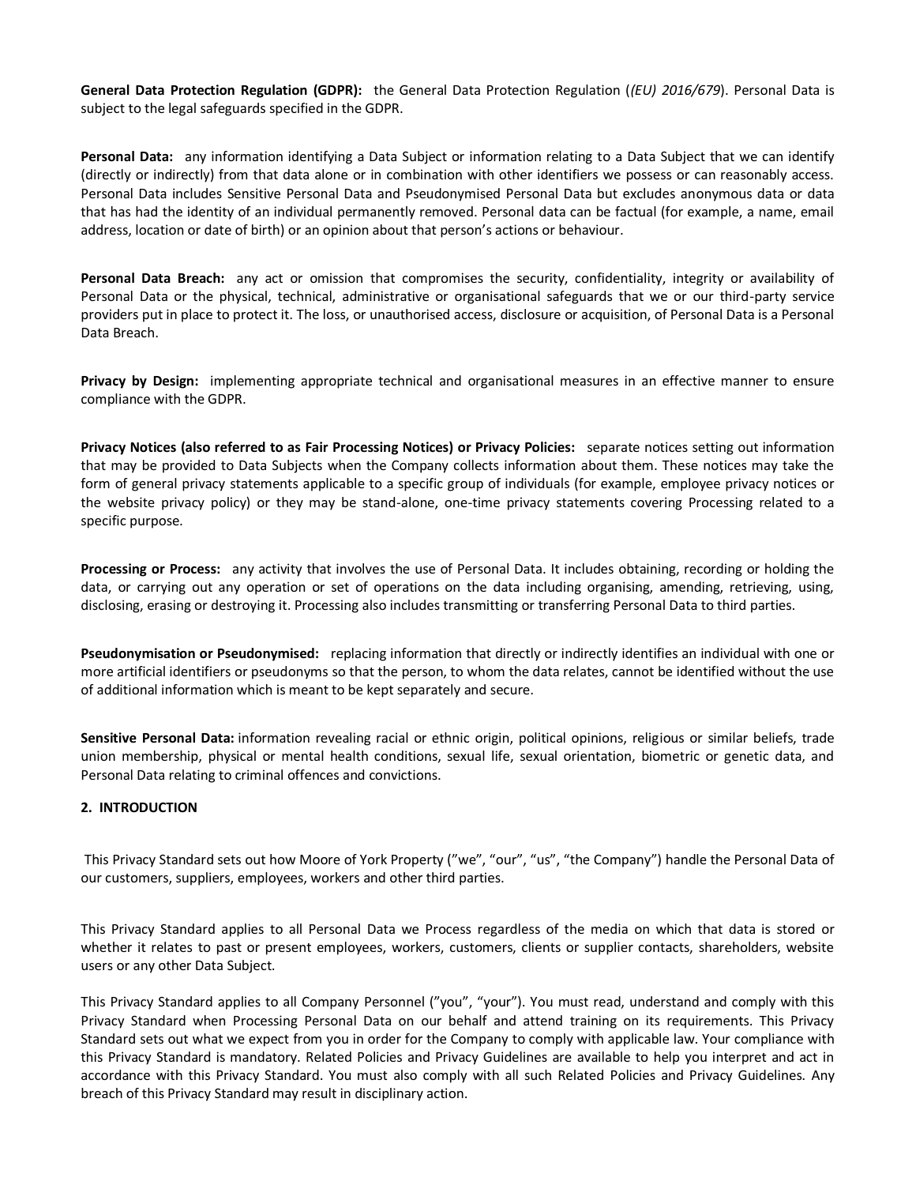**General Data Protection Regulation (GDPR):** the General Data Protection Regulation (*(EU) 2016/679*). Personal Data is subject to the legal safeguards specified in the GDPR.

**Personal Data:** any information identifying a Data Subject or information relating to a Data Subject that we can identify (directly or indirectly) from that data alone or in combination with other identifiers we possess or can reasonably access. Personal Data includes Sensitive Personal Data and Pseudonymised Personal Data but excludes anonymous data or data that has had the identity of an individual permanently removed. Personal data can be factual (for example, a name, email address, location or date of birth) or an opinion about that person's actions or behaviour.

**Personal Data Breach:** any act or omission that compromises the security, confidentiality, integrity or availability of Personal Data or the physical, technical, administrative or organisational safeguards that we or our third-party service providers put in place to protect it. The loss, or unauthorised access, disclosure or acquisition, of Personal Data is a Personal Data Breach.

**Privacy by Design:** implementing appropriate technical and organisational measures in an effective manner to ensure compliance with the GDPR.

**Privacy Notices (also referred to as Fair Processing Notices) or Privacy Policies:** separate notices setting out information that may be provided to Data Subjects when the Company collects information about them. These notices may take the form of general privacy statements applicable to a specific group of individuals (for example, employee privacy notices or the website privacy policy) or they may be stand-alone, one-time privacy statements covering Processing related to a specific purpose.

**Processing or Process:** any activity that involves the use of Personal Data. It includes obtaining, recording or holding the data, or carrying out any operation or set of operations on the data including organising, amending, retrieving, using, disclosing, erasing or destroying it. Processing also includes transmitting or transferring Personal Data to third parties.

**Pseudonymisation or Pseudonymised:** replacing information that directly or indirectly identifies an individual with one or more artificial identifiers or pseudonyms so that the person, to whom the data relates, cannot be identified without the use of additional information which is meant to be kept separately and secure.

**Sensitive Personal Data:** information revealing racial or ethnic origin, political opinions, religious or similar beliefs, trade union membership, physical or mental health conditions, sexual life, sexual orientation, biometric or genetic data, and Personal Data relating to criminal offences and convictions.

## 2. INTRODUCTION

This Privacy Standard sets out how Moore of York Property ("we", "our", "us", "the Company") handle the Personal Data of our customers, suppliers, employees, workers and other third parties.

This Privacy Standard applies to all Personal Data we Process regardless of the media on which that data is stored or whether it relates to past or present employees, workers, customers, clients or supplier contacts, shareholders, website users or any other Data Subject.

This Privacy Standard applies to all Company Personnel ("you", "your"). You must read, understand and comply with this Privacy Standard when Processing Personal Data on our behalf and attend training on its requirements. This Privacy Standard sets out what we expect from you in order for the Company to comply with applicable law. Your compliance with this Privacy Standard is mandatory. Related Policies and Privacy Guidelines are available to help you interpret and act in accordance with this Privacy Standard. You must also comply with all such Related Policies and Privacy Guidelines. Any breach of this Privacy Standard may result in disciplinary action.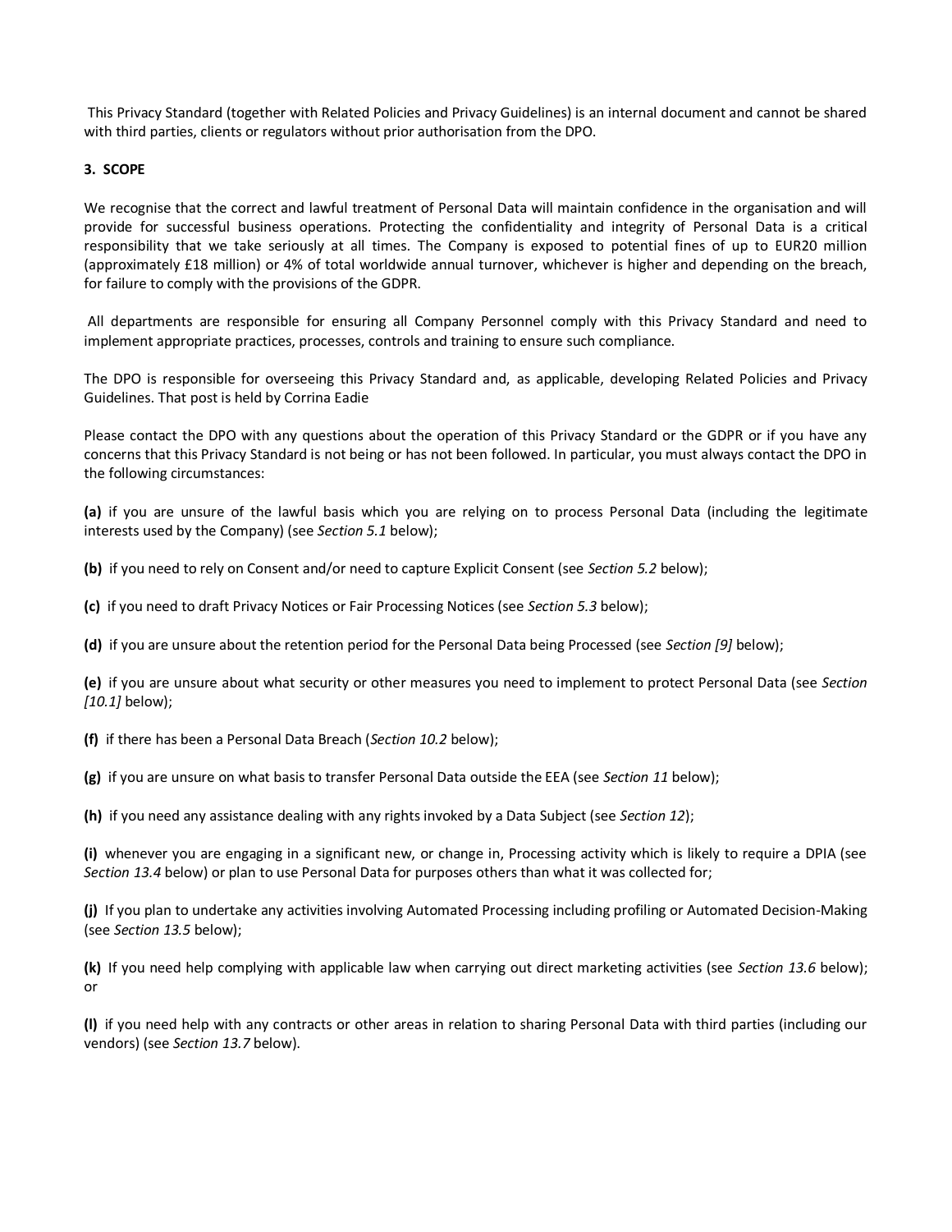This Privacy Standard (together with Related Policies and Privacy Guidelines) is an internal document and cannot be shared with third parties, clients or regulators without prior authorisation from the DPO.

## 3. SCOPE

We recognise that the correct and lawful treatment of Personal Data will maintain confidence in the organisation and will provide for successful business operations. Protecting the confidentiality and integrity of Personal Data is a critical responsibility that we take seriously at all times. The Company is exposed to potential fines of up to EUR20 million (approximately £18 million) or 4% of total worldwide annual turnover, whichever is higher and depending on the breach, for failure to comply with the provisions of the GDPR.

All departments are responsible for ensuring all Company Personnel comply with this Privacy Standard and need to implement appropriate practices, processes, controls and training to ensure such compliance.

The DPO is responsible for overseeing this Privacy Standard and, as applicable, developing Related Policies and Privacy Guidelines. That post is held by Corrina Eadie

Please contact the DPO with any questions about the operation of this Privacy Standard or the GDPR or if you have any concerns that this Privacy Standard is not being or has not been followed. In particular, you must always contact the DPO in the following circumstances:

**(a)** if you are unsure of the lawful basis which you are relying on to process Personal Data (including the legitimate interests used by the Company) (see *Section 5.1* below);

**(b)** if you need to rely on Consent and/or need to capture Explicit Consent (see *Section 5.2* below);

**(c)** if you need to draft Privacy Notices or Fair Processing Notices (see *Section 5.3* below);

**(d)** if you are unsure about the retention period for the Personal Data being Processed (see *Section [9]* below);

**(e)** if you are unsure about what security or other measures you need to implement to protect Personal Data (see *Section [10.1]* below);

**(f)** if there has been a Personal Data Breach (*Section 10.2* below);

**(g)** if you are unsure on what basis to transfer Personal Data outside the EEA (see *Section 11* below);

**(h)** if you need any assistance dealing with any rights invoked by a Data Subject (see *Section 12*);

**(i)** whenever you are engaging in a significant new, or change in, Processing activity which is likely to require a DPIA (see *Section 13.4* below) or plan to use Personal Data for purposes others than what it was collected for;

**(j)** If you plan to undertake any activities involving Automated Processing including profiling or Automated Decision-Making (see *Section 13.5* below);

**(k)** If you need help complying with applicable law when carrying out direct marketing activities (see *Section 13.6* below); or

**(l)** if you need help with any contracts or other areas in relation to sharing Personal Data with third parties (including our vendors) (see *Section 13.7* below).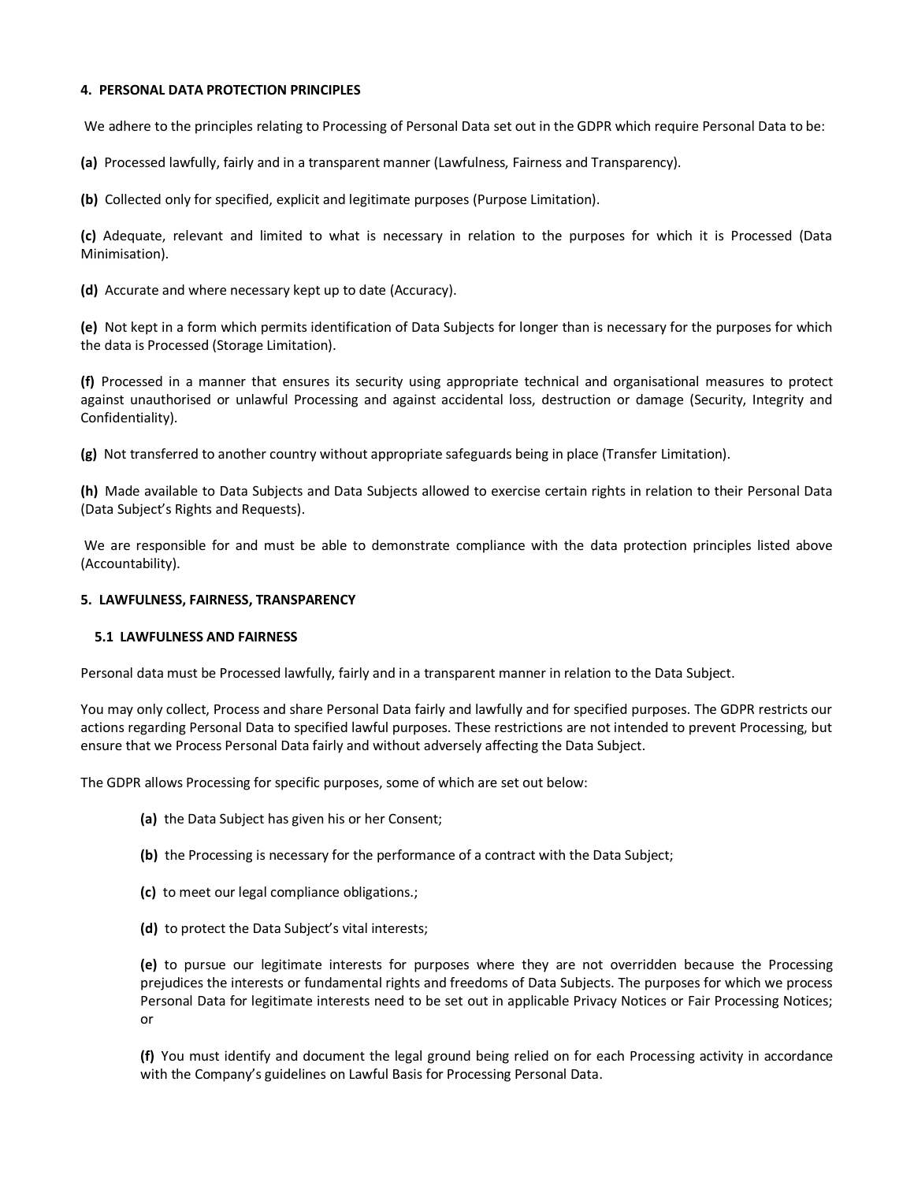#### 4. PERSONAL DATA PROTECTION PRINCIPLES

We adhere to the principles relating to Processing of Personal Data set out in the GDPR which require Personal Data to be:

**(a)** Processed lawfully, fairly and in a transparent manner (Lawfulness, Fairness and Transparency).

**(b)** Collected only for specified, explicit and legitimate purposes (Purpose Limitation).

**(c)** Adequate, relevant and limited to what is necessary in relation to the purposes for which it is Processed (Data Minimisation).

**(d)** Accurate and where necessary kept up to date (Accuracy).

**(e)** Not kept in a form which permits identification of Data Subjects for longer than is necessary for the purposes for which the data is Processed (Storage Limitation).

**(f)** Processed in a manner that ensures its security using appropriate technical and organisational measures to protect against unauthorised or unlawful Processing and against accidental loss, destruction or damage (Security, Integrity and Confidentiality).

**(g)** Not transferred to another country without appropriate safeguards being in place (Transfer Limitation).

**(h)** Made available to Data Subjects and Data Subjects allowed to exercise certain rights in relation to their Personal Data (Data Subject's Rights and Requests).

We are responsible for and must be able to demonstrate compliance with the data protection principles listed above (Accountability).

#### 5. LAWFULNESS, FAIRNESS, TRANSPARENCY

##### 5.1 LAWFULNESS AND FAIRNESS

Personal data must be Processed lawfully, fairly and in a transparent manner in relation to the Data Subject.

You may only collect, Process and share Personal Data fairly and lawfully and for specified purposes. The GDPR restricts our actions regarding Personal Data to specified lawful purposes. These restrictions are not intended to prevent Processing, but ensure that we Process Personal Data fairly and without adversely affecting the Data Subject.

The GDPR allows Processing for specific purposes, some of which are set out below:

> **(a)** the Data Subject has given his or her Consent;
>
> **(b)** the Processing is necessary for the performance of a contract with the Data Subject;
>
> **(c)** to meet our legal compliance obligations.;
>
> **(d)** to protect the Data Subject's vital interests;
>
> **(e)** to pursue our legitimate interests for purposes where they are not overridden because the Processing prejudices the interests or fundamental rights and freedoms of Data Subjects. The purposes for which we process Personal Data for legitimate interests need to be set out in applicable Privacy Notices or Fair Processing Notices; or
>
> **(f)** You must identify and document the legal ground being relied on for each Processing activity in accordance with the Company's guidelines on Lawful Basis for Processing Personal Data.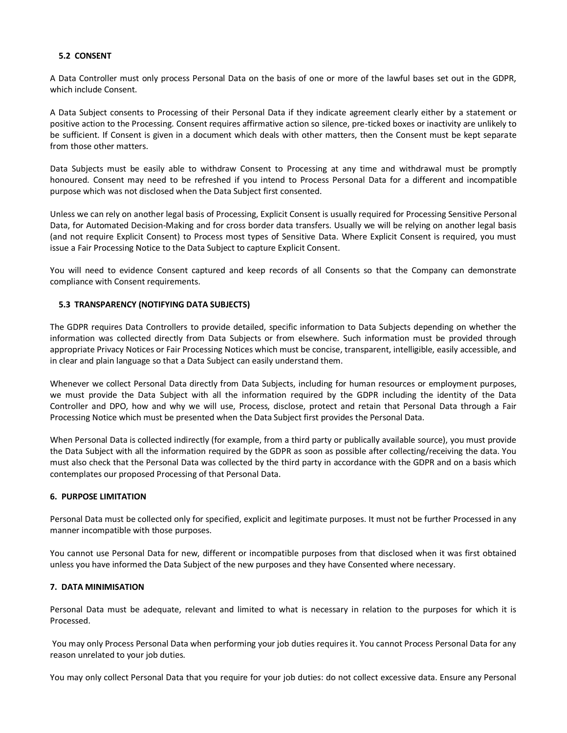### 5.2 CONSENT

A Data Controller must only process Personal Data on the basis of one or more of the lawful bases set out in the GDPR, which include Consent.

A Data Subject consents to Processing of their Personal Data if they indicate agreement clearly either by a statement or positive action to the Processing. Consent requires affirmative action so silence, pre-ticked boxes or inactivity are unlikely to be sufficient. If Consent is given in a document which deals with other matters, then the Consent must be kept separate from those other matters.

Data Subjects must be easily able to withdraw Consent to Processing at any time and withdrawal must be promptly honoured. Consent may need to be refreshed if you intend to Process Personal Data for a different and incompatible purpose which was not disclosed when the Data Subject first consented.

Unless we can rely on another legal basis of Processing, Explicit Consent is usually required for Processing Sensitive Personal Data, for Automated Decision-Making and for cross border data transfers. Usually we will be relying on another legal basis (and not require Explicit Consent) to Process most types of Sensitive Data. Where Explicit Consent is required, you must issue a Fair Processing Notice to the Data Subject to capture Explicit Consent.

You will need to evidence Consent captured and keep records of all Consents so that the Company can demonstrate compliance with Consent requirements.

### 5.3 TRANSPARENCY (NOTIFYING DATA SUBJECTS)

The GDPR requires Data Controllers to provide detailed, specific information to Data Subjects depending on whether the information was collected directly from Data Subjects or from elsewhere. Such information must be provided through appropriate Privacy Notices or Fair Processing Notices which must be concise, transparent, intelligible, easily accessible, and in clear and plain language so that a Data Subject can easily understand them.

Whenever we collect Personal Data directly from Data Subjects, including for human resources or employment purposes, we must provide the Data Subject with all the information required by the GDPR including the identity of the Data Controller and DPO, how and why we will use, Process, disclose, protect and retain that Personal Data through a Fair Processing Notice which must be presented when the Data Subject first provides the Personal Data.

When Personal Data is collected indirectly (for example, from a third party or publically available source), you must provide the Data Subject with all the information required by the GDPR as soon as possible after collecting/receiving the data. You must also check that the Personal Data was collected by the third party in accordance with the GDPR and on a basis which contemplates our proposed Processing of that Personal Data.

## 6. PURPOSE LIMITATION

Personal Data must be collected only for specified, explicit and legitimate purposes. It must not be further Processed in any manner incompatible with those purposes.

You cannot use Personal Data for new, different or incompatible purposes from that disclosed when it was first obtained unless you have informed the Data Subject of the new purposes and they have Consented where necessary.

## 7. DATA MINIMISATION

Personal Data must be adequate, relevant and limited to what is necessary in relation to the purposes for which it is Processed.

You may only Process Personal Data when performing your job duties requires it. You cannot Process Personal Data for any reason unrelated to your job duties.

You may only collect Personal Data that you require for your job duties: do not collect excessive data. Ensure any Personal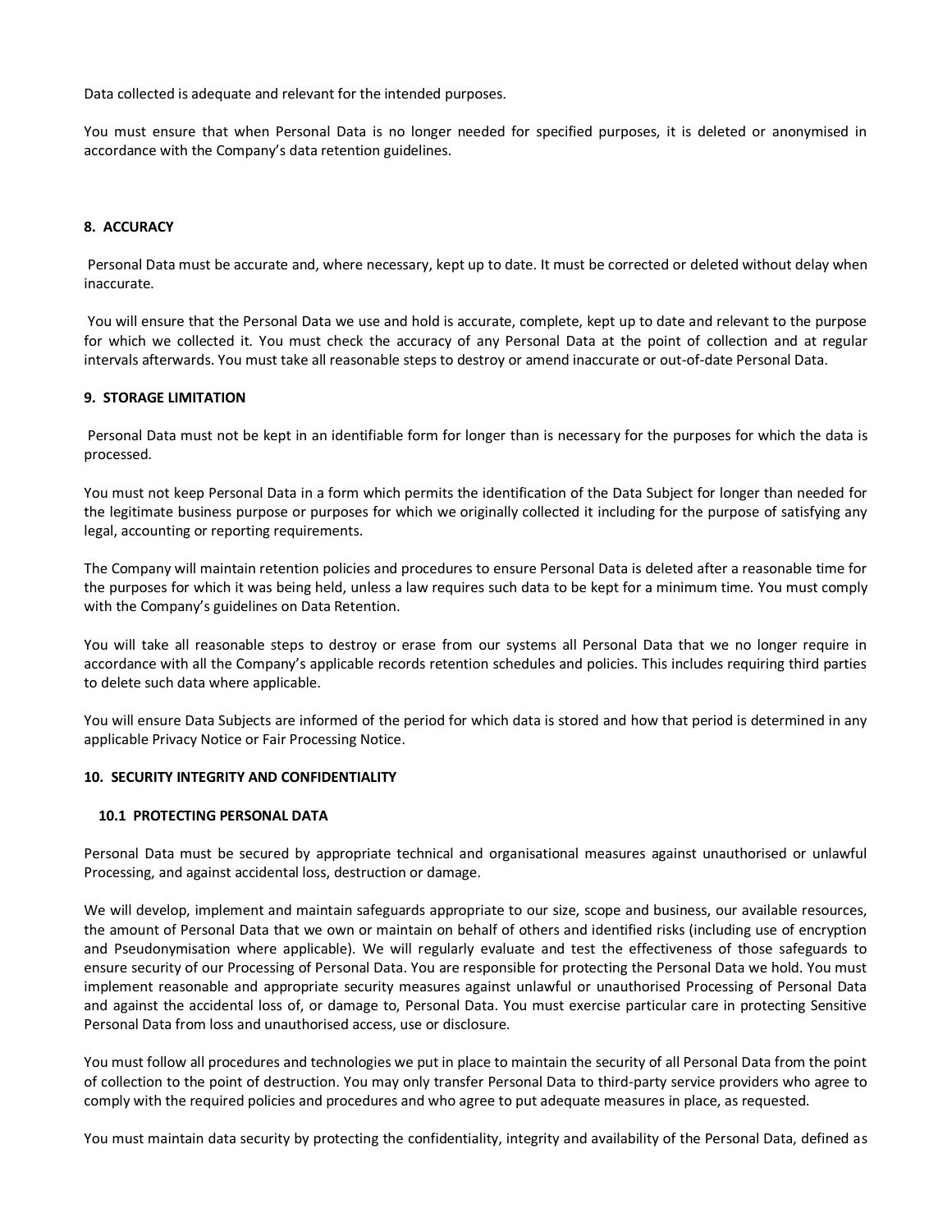Data collected is adequate and relevant for the intended purposes.

You must ensure that when Personal Data is no longer needed for specified purposes, it is deleted or anonymised in accordance with the Company's data retention guidelines.

## 8. ACCURACY

Personal Data must be accurate and, where necessary, kept up to date. It must be corrected or deleted without delay when inaccurate.

You will ensure that the Personal Data we use and hold is accurate, complete, kept up to date and relevant to the purpose for which we collected it. You must check the accuracy of any Personal Data at the point of collection and at regular intervals afterwards. You must take all reasonable steps to destroy or amend inaccurate or out-of-date Personal Data.

## 9. STORAGE LIMITATION

Personal Data must not be kept in an identifiable form for longer than is necessary for the purposes for which the data is processed.

You must not keep Personal Data in a form which permits the identification of the Data Subject for longer than needed for the legitimate business purpose or purposes for which we originally collected it including for the purpose of satisfying any legal, accounting or reporting requirements.

The Company will maintain retention policies and procedures to ensure Personal Data is deleted after a reasonable time for the purposes for which it was being held, unless a law requires such data to be kept for a minimum time. You must comply with the Company's guidelines on Data Retention.

You will take all reasonable steps to destroy or erase from our systems all Personal Data that we no longer require in accordance with all the Company's applicable records retention schedules and policies. This includes requiring third parties to delete such data where applicable.

You will ensure Data Subjects are informed of the period for which data is stored and how that period is determined in any applicable Privacy Notice or Fair Processing Notice.

## 10. SECURITY INTEGRITY AND CONFIDENTIALITY

### 10.1 PROTECTING PERSONAL DATA

Personal Data must be secured by appropriate technical and organisational measures against unauthorised or unlawful Processing, and against accidental loss, destruction or damage.

We will develop, implement and maintain safeguards appropriate to our size, scope and business, our available resources, the amount of Personal Data that we own or maintain on behalf of others and identified risks (including use of encryption and Pseudonymisation where applicable). We will regularly evaluate and test the effectiveness of those safeguards to ensure security of our Processing of Personal Data. You are responsible for protecting the Personal Data we hold. You must implement reasonable and appropriate security measures against unlawful or unauthorised Processing of Personal Data and against the accidental loss of, or damage to, Personal Data. You must exercise particular care in protecting Sensitive Personal Data from loss and unauthorised access, use or disclosure.

You must follow all procedures and technologies we put in place to maintain the security of all Personal Data from the point of collection to the point of destruction. You may only transfer Personal Data to third-party service providers who agree to comply with the required policies and procedures and who agree to put adequate measures in place, as requested.

You must maintain data security by protecting the confidentiality, integrity and availability of the Personal Data, defined as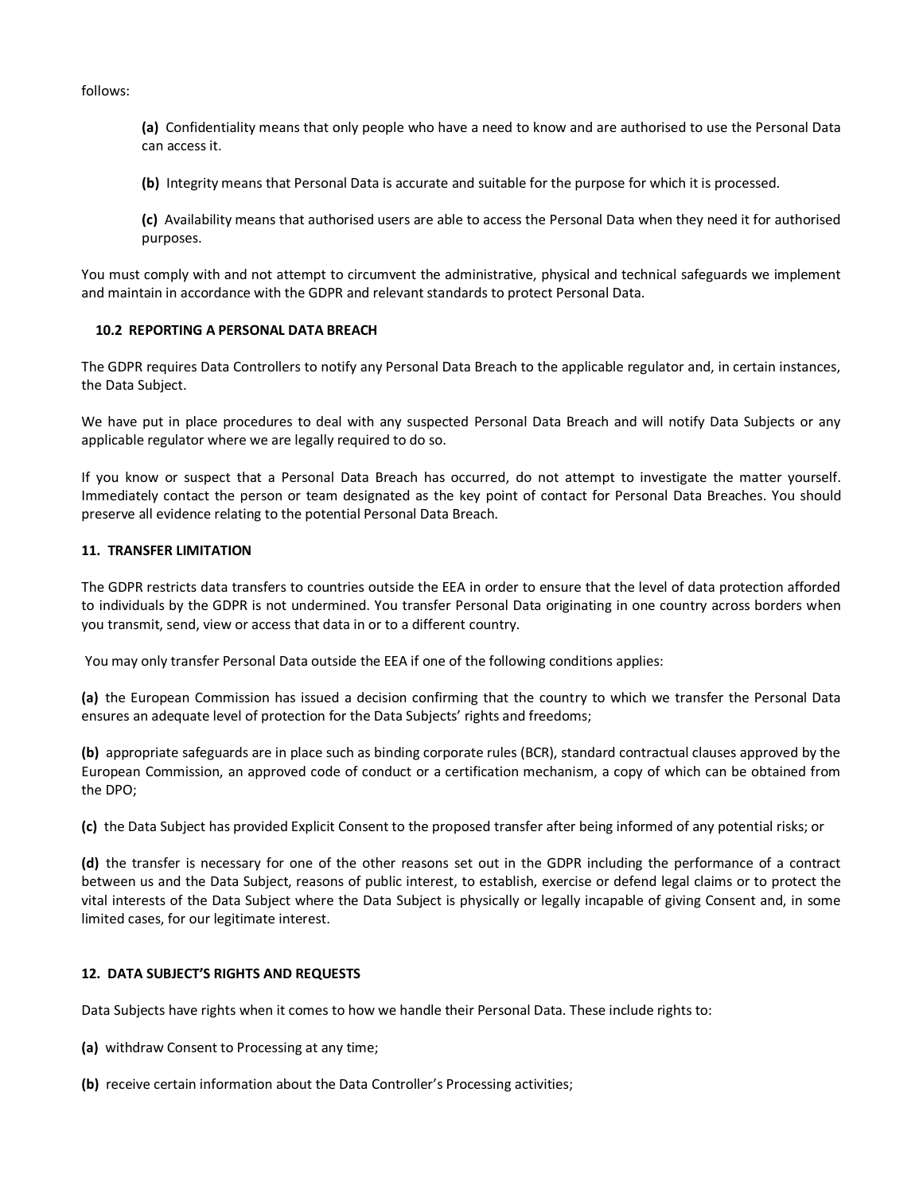follows:

> **(a)** Confidentiality means that only people who have a need to know and are authorised to use the Personal Data can access it.
>
> **(b)** Integrity means that Personal Data is accurate and suitable for the purpose for which it is processed.
>
> **(c)** Availability means that authorised users are able to access the Personal Data when they need it for authorised purposes.

You must comply with and not attempt to circumvent the administrative, physical and technical safeguards we implement and maintain in accordance with the GDPR and relevant standards to protect Personal Data.

### 10.2 REPORTING A PERSONAL DATA BREACH

The GDPR requires Data Controllers to notify any Personal Data Breach to the applicable regulator and, in certain instances, the Data Subject.

We have put in place procedures to deal with any suspected Personal Data Breach and will notify Data Subjects or any applicable regulator where we are legally required to do so.

If you know or suspect that a Personal Data Breach has occurred, do not attempt to investigate the matter yourself. Immediately contact the person or team designated as the key point of contact for Personal Data Breaches. You should preserve all evidence relating to the potential Personal Data Breach.

## 11. TRANSFER LIMITATION

The GDPR restricts data transfers to countries outside the EEA in order to ensure that the level of data protection afforded to individuals by the GDPR is not undermined. You transfer Personal Data originating in one country across borders when you transmit, send, view or access that data in or to a different country.

You may only transfer Personal Data outside the EEA if one of the following conditions applies:

**(a)** the European Commission has issued a decision confirming that the country to which we transfer the Personal Data ensures an adequate level of protection for the Data Subjects' rights and freedoms;

**(b)** appropriate safeguards are in place such as binding corporate rules (BCR), standard contractual clauses approved by the European Commission, an approved code of conduct or a certification mechanism, a copy of which can be obtained from the DPO;

**(c)** the Data Subject has provided Explicit Consent to the proposed transfer after being informed of any potential risks; or

**(d)** the transfer is necessary for one of the other reasons set out in the GDPR including the performance of a contract between us and the Data Subject, reasons of public interest, to establish, exercise or defend legal claims or to protect the vital interests of the Data Subject where the Data Subject is physically or legally incapable of giving Consent and, in some limited cases, for our legitimate interest.

## 12. DATA SUBJECT'S RIGHTS AND REQUESTS

Data Subjects have rights when it comes to how we handle their Personal Data. These include rights to:

**(a)** withdraw Consent to Processing at any time;

**(b)** receive certain information about the Data Controller's Processing activities;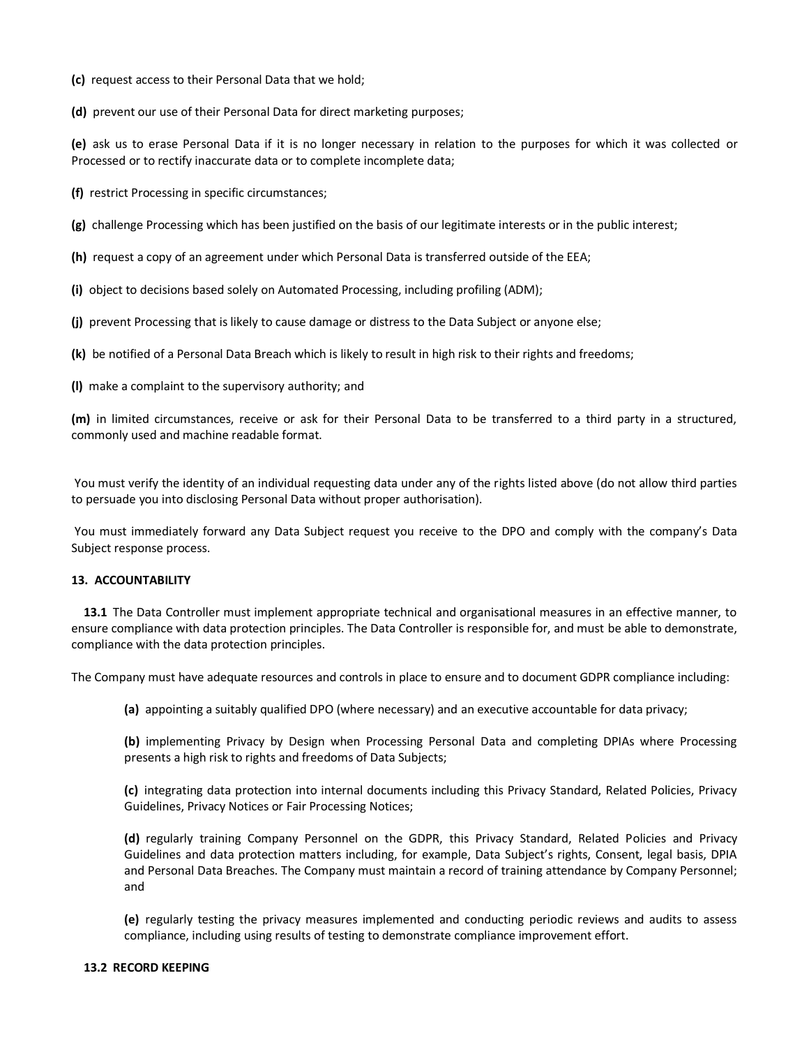**(c)** request access to their Personal Data that we hold;

**(d)** prevent our use of their Personal Data for direct marketing purposes;

**(e)** ask us to erase Personal Data if it is no longer necessary in relation to the purposes for which it was collected or Processed or to rectify inaccurate data or to complete incomplete data;

**(f)** restrict Processing in specific circumstances;

**(g)** challenge Processing which has been justified on the basis of our legitimate interests or in the public interest;

**(h)** request a copy of an agreement under which Personal Data is transferred outside of the EEA;

**(i)** object to decisions based solely on Automated Processing, including profiling (ADM);

**(j)** prevent Processing that is likely to cause damage or distress to the Data Subject or anyone else;

**(k)** be notified of a Personal Data Breach which is likely to result in high risk to their rights and freedoms;

**(l)** make a complaint to the supervisory authority; and

**(m)** in limited circumstances, receive or ask for their Personal Data to be transferred to a third party in a structured, commonly used and machine readable format.

You must verify the identity of an individual requesting data under any of the rights listed above (do not allow third parties to persuade you into disclosing Personal Data without proper authorisation).

You must immediately forward any Data Subject request you receive to the DPO and comply with the company's Data Subject response process.

## 13. ACCOUNTABILITY

**13.1** The Data Controller must implement appropriate technical and organisational measures in an effective manner, to ensure compliance with data protection principles. The Data Controller is responsible for, and must be able to demonstrate, compliance with the data protection principles.

The Company must have adequate resources and controls in place to ensure and to document GDPR compliance including:

**(a)** appointing a suitably qualified DPO (where necessary) and an executive accountable for data privacy;

**(b)** implementing Privacy by Design when Processing Personal Data and completing DPIAs where Processing presents a high risk to rights and freedoms of Data Subjects;

**(c)** integrating data protection into internal documents including this Privacy Standard, Related Policies, Privacy Guidelines, Privacy Notices or Fair Processing Notices;

**(d)** regularly training Company Personnel on the GDPR, this Privacy Standard, Related Policies and Privacy Guidelines and data protection matters including, for example, Data Subject's rights, Consent, legal basis, DPIA and Personal Data Breaches. The Company must maintain a record of training attendance by Company Personnel; and

**(e)** regularly testing the privacy measures implemented and conducting periodic reviews and audits to assess compliance, including using results of testing to demonstrate compliance improvement effort.

### 13.2 RECORD KEEPING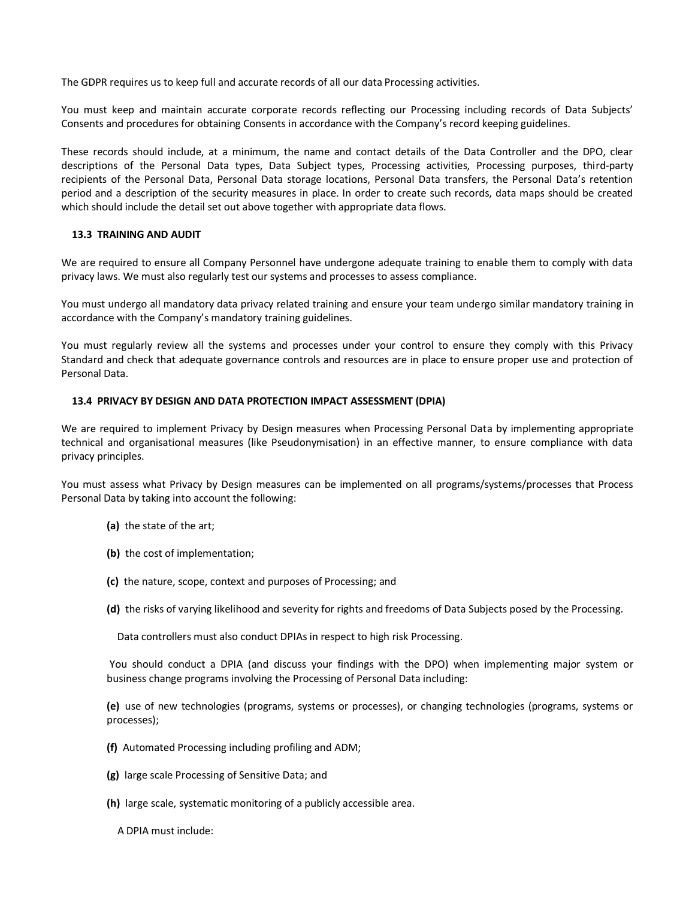The GDPR requires us to keep full and accurate records of all our data Processing activities.

You must keep and maintain accurate corporate records reflecting our Processing including records of Data Subjects' Consents and procedures for obtaining Consents in accordance with the Company's record keeping guidelines.

These records should include, at a minimum, the name and contact details of the Data Controller and the DPO, clear descriptions of the Personal Data types, Data Subject types, Processing activities, Processing purposes, third-party recipients of the Personal Data, Personal Data storage locations, Personal Data transfers, the Personal Data's retention period and a description of the security measures in place. In order to create such records, data maps should be created which should include the detail set out above together with appropriate data flows.

### 13.3 TRAINING AND AUDIT

We are required to ensure all Company Personnel have undergone adequate training to enable them to comply with data privacy laws. We must also regularly test our systems and processes to assess compliance.

You must undergo all mandatory data privacy related training and ensure your team undergo similar mandatory training in accordance with the Company's mandatory training guidelines.

You must regularly review all the systems and processes under your control to ensure they comply with this Privacy Standard and check that adequate governance controls and resources are in place to ensure proper use and protection of Personal Data.

### 13.4 PRIVACY BY DESIGN AND DATA PROTECTION IMPACT ASSESSMENT (DPIA)

We are required to implement Privacy by Design measures when Processing Personal Data by implementing appropriate technical and organisational measures (like Pseudonymisation) in an effective manner, to ensure compliance with data privacy principles.

You must assess what Privacy by Design measures can be implemented on all programs/systems/processes that Process Personal Data by taking into account the following:

**(a)** the state of the art;

**(b)** the cost of implementation;

**(c)** the nature, scope, context and purposes of Processing; and

**(d)** the risks of varying likelihood and severity for rights and freedoms of Data Subjects posed by the Processing.

Data controllers must also conduct DPIAs in respect to high risk Processing.

You should conduct a DPIA (and discuss your findings with the DPO) when implementing major system or business change programs involving the Processing of Personal Data including:

**(e)** use of new technologies (programs, systems or processes), or changing technologies (programs, systems or processes);

**(f)** Automated Processing including profiling and ADM;

**(g)** large scale Processing of Sensitive Data; and

**(h)** large scale, systematic monitoring of a publicly accessible area.

A DPIA must include: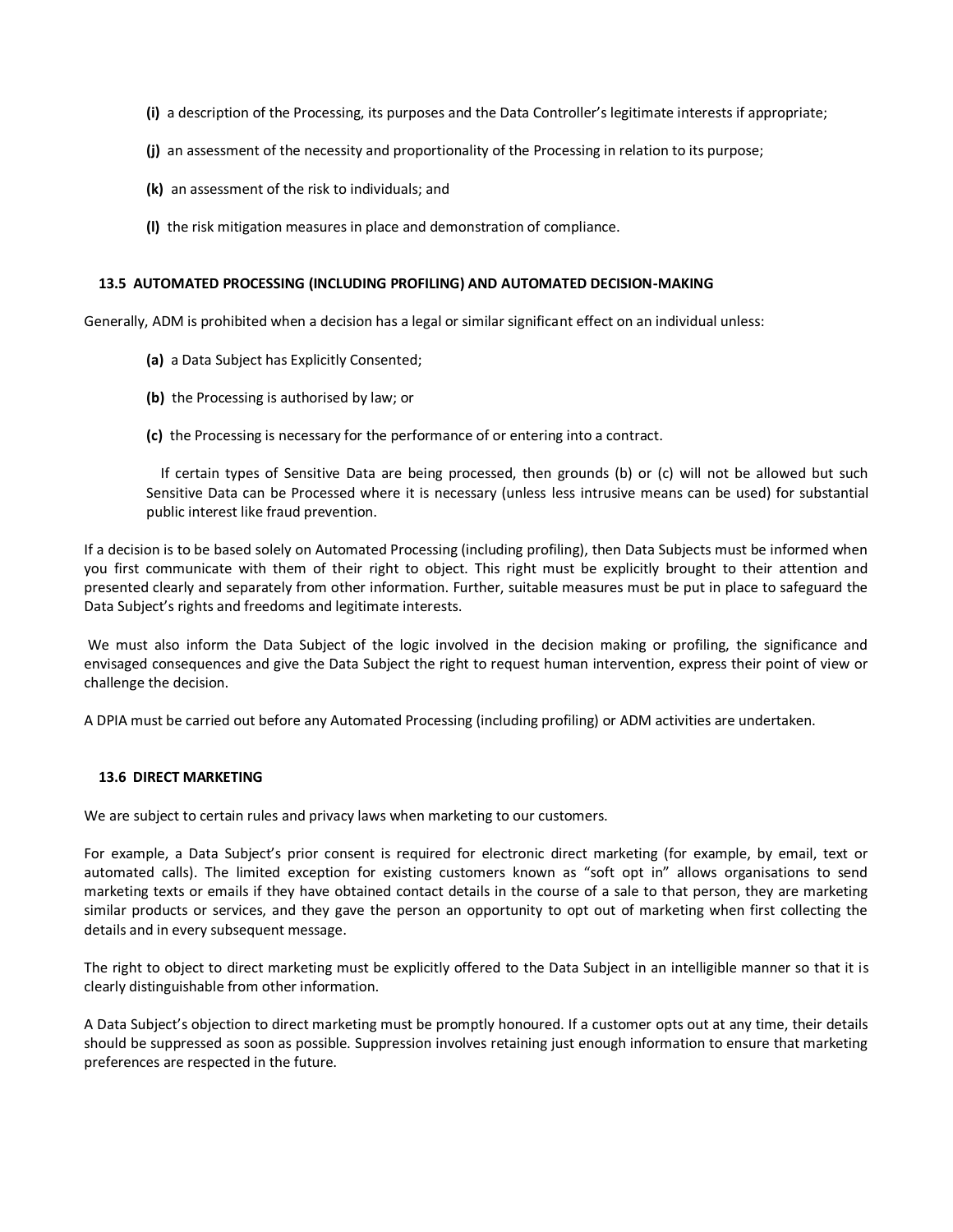**(i)** a description of the Processing, its purposes and the Data Controller's legitimate interests if appropriate;

**(j)** an assessment of the necessity and proportionality of the Processing in relation to its purpose;

**(k)** an assessment of the risk to individuals; and

**(l)** the risk mitigation measures in place and demonstration of compliance.

### 13.5 AUTOMATED PROCESSING (INCLUDING PROFILING) AND AUTOMATED DECISION-MAKING

Generally, ADM is prohibited when a decision has a legal or similar significant effect on an individual unless:

**(a)** a Data Subject has Explicitly Consented;

**(b)** the Processing is authorised by law; or

**(c)** the Processing is necessary for the performance of or entering into a contract.

If certain types of Sensitive Data are being processed, then grounds (b) or (c) will not be allowed but such Sensitive Data can be Processed where it is necessary (unless less intrusive means can be used) for substantial public interest like fraud prevention.

If a decision is to be based solely on Automated Processing (including profiling), then Data Subjects must be informed when you first communicate with them of their right to object. This right must be explicitly brought to their attention and presented clearly and separately from other information. Further, suitable measures must be put in place to safeguard the Data Subject's rights and freedoms and legitimate interests.

We must also inform the Data Subject of the logic involved in the decision making or profiling, the significance and envisaged consequences and give the Data Subject the right to request human intervention, express their point of view or challenge the decision.

A DPIA must be carried out before any Automated Processing (including profiling) or ADM activities are undertaken.

### 13.6 DIRECT MARKETING

We are subject to certain rules and privacy laws when marketing to our customers.

For example, a Data Subject's prior consent is required for electronic direct marketing (for example, by email, text or automated calls). The limited exception for existing customers known as "soft opt in" allows organisations to send marketing texts or emails if they have obtained contact details in the course of a sale to that person, they are marketing similar products or services, and they gave the person an opportunity to opt out of marketing when first collecting the details and in every subsequent message.

The right to object to direct marketing must be explicitly offered to the Data Subject in an intelligible manner so that it is clearly distinguishable from other information.

A Data Subject's objection to direct marketing must be promptly honoured. If a customer opts out at any time, their details should be suppressed as soon as possible. Suppression involves retaining just enough information to ensure that marketing preferences are respected in the future.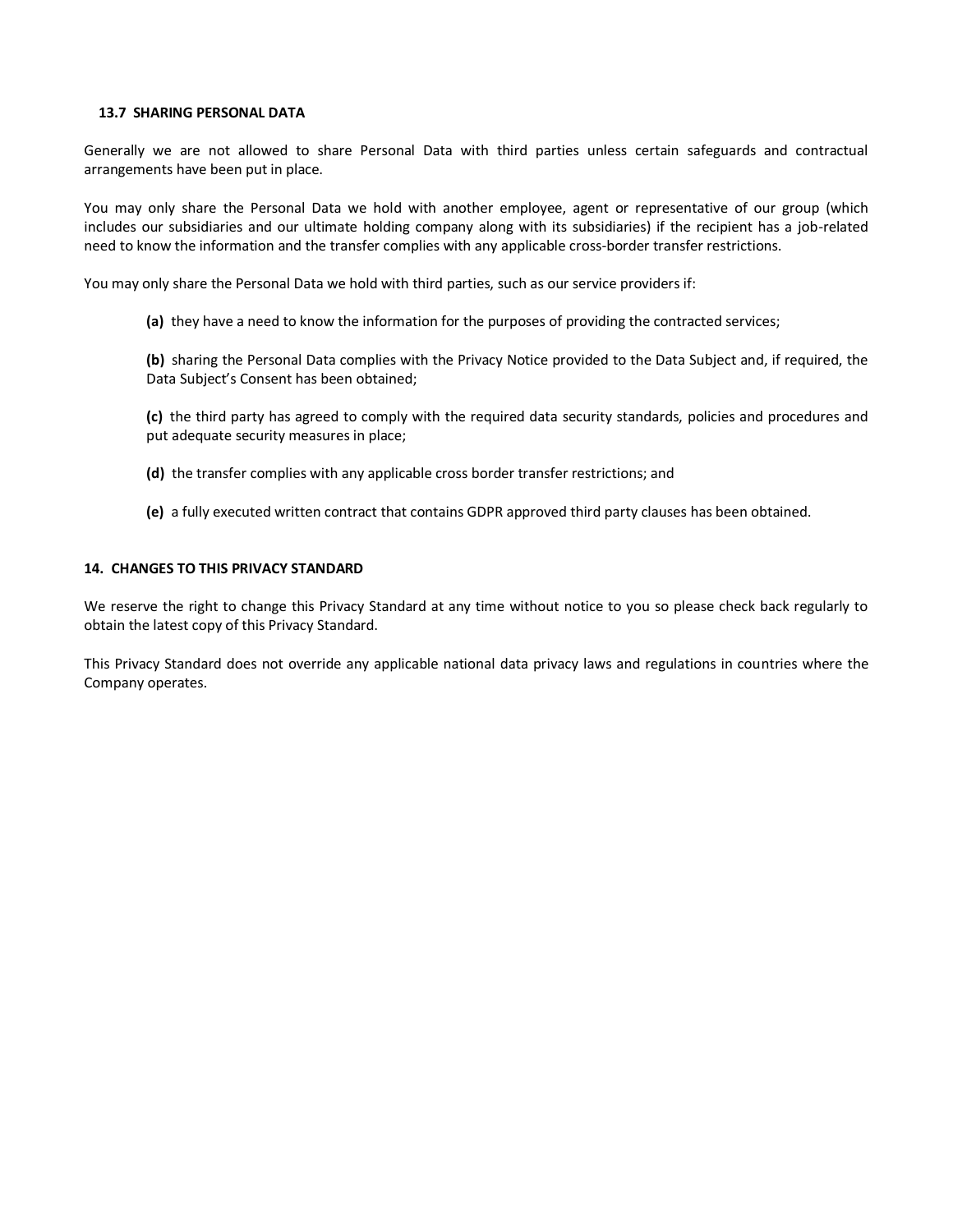### 13.7 SHARING PERSONAL DATA

Generally we are not allowed to share Personal Data with third parties unless certain safeguards and contractual arrangements have been put in place.

You may only share the Personal Data we hold with another employee, agent or representative of our group (which includes our subsidiaries and our ultimate holding company along with its subsidiaries) if the recipient has a job-related need to know the information and the transfer complies with any applicable cross-border transfer restrictions.

You may only share the Personal Data we hold with third parties, such as our service providers if:

> **(a)** they have a need to know the information for the purposes of providing the contracted services;
>
> **(b)** sharing the Personal Data complies with the Privacy Notice provided to the Data Subject and, if required, the Data Subject's Consent has been obtained;
>
> **(c)** the third party has agreed to comply with the required data security standards, policies and procedures and put adequate security measures in place;
>
> **(d)** the transfer complies with any applicable cross border transfer restrictions; and
>
> **(e)** a fully executed written contract that contains GDPR approved third party clauses has been obtained.

## 14. CHANGES TO THIS PRIVACY STANDARD

We reserve the right to change this Privacy Standard at any time without notice to you so please check back regularly to obtain the latest copy of this Privacy Standard.

This Privacy Standard does not override any applicable national data privacy laws and regulations in countries where the Company operates.